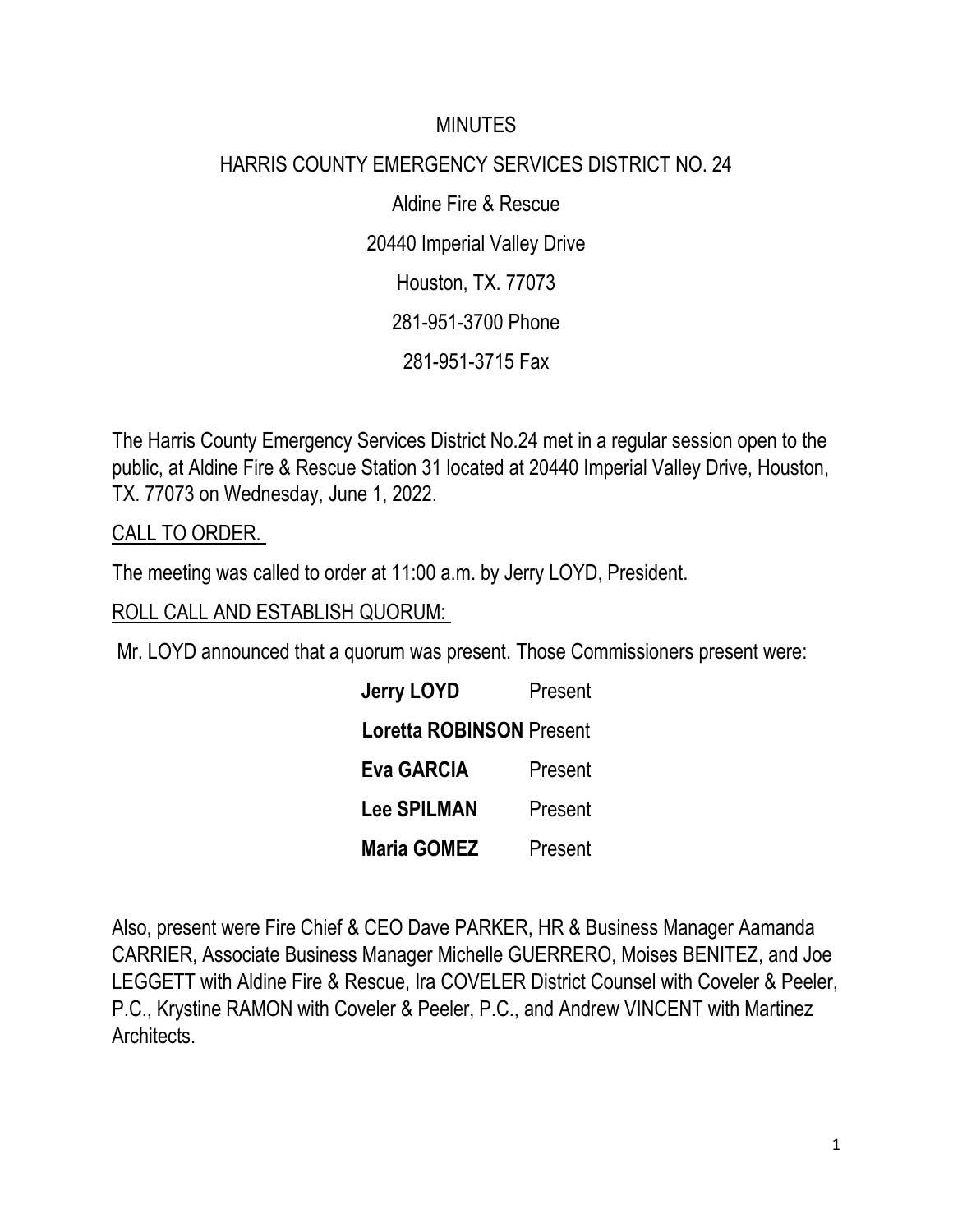# MINUTES

## HARRIS COUNTY EMERGENCY SERVICES DISTRICT NO. 24

Aldine Fire & Rescue

20440 Imperial Valley Drive

Houston, TX. 77073

281-951-3700 Phone

281-951-3715 Fax

The Harris County Emergency Services District No.24 met in a regular session open to the public, at Aldine Fire & Rescue Station 31 located at 20440 Imperial Valley Drive, Houston, TX. 77073 on Wednesday, June 1, 2022.

CALL TO ORDER.

The meeting was called to order at 11:00 a.m. by Jerry LOYD, President.

ROLL CALL AND ESTABLISH QUORUM:

Mr. LOYD announced that a quorum was present. Those Commissioners present were:

| | |
|---|---|
| **Jerry LOYD** | Present |
| **Loretta ROBINSON** | Present |
| **Eva GARCIA** | Present |
| **Lee SPILMAN** | Present |
| **Maria GOMEZ** | Present |

Also, present were Fire Chief & CEO Dave PARKER, HR & Business Manager Aamanda CARRIER, Associate Business Manager Michelle GUERRERO, Moises BENITEZ, and Joe LEGGETT with Aldine Fire & Rescue, Ira COVELER District Counsel with Coveler & Peeler, P.C., Krystine RAMON with Coveler & Peeler, P.C., and Andrew VINCENT with Martinez Architects.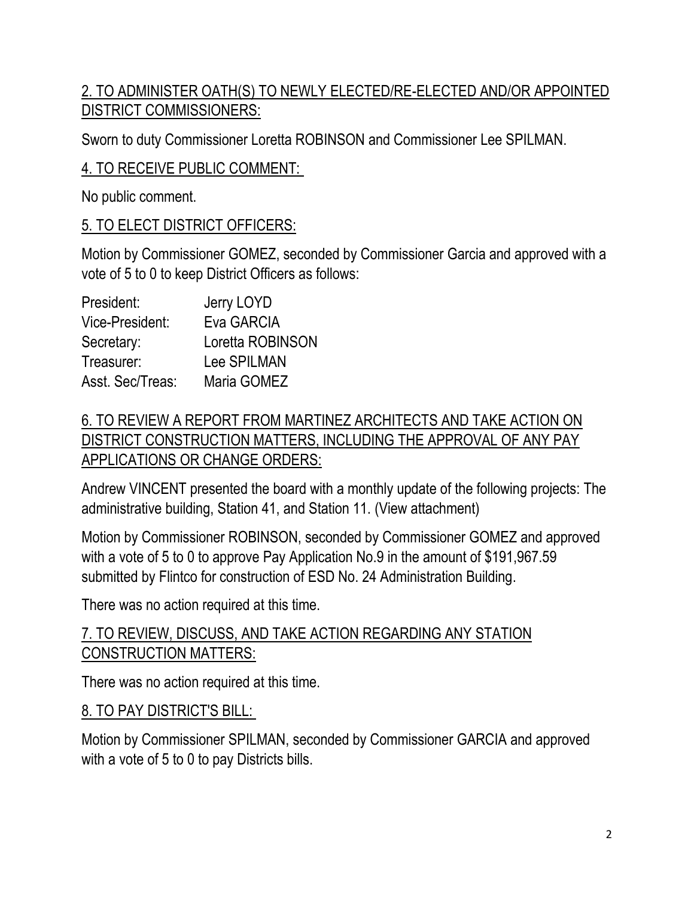## 2. TO ADMINISTER OATH(S) TO NEWLY ELECTED/RE-ELECTED AND/OR APPOINTED DISTRICT COMMISSIONERS:

Sworn to duty Commissioner Loretta ROBINSON and Commissioner Lee SPILMAN.

## 4. TO RECEIVE PUBLIC COMMENT:

No public comment.

## 5. TO ELECT DISTRICT OFFICERS:

Motion by Commissioner GOMEZ, seconded by Commissioner Garcia and approved with a vote of 5 to 0 to keep District Officers as follows:

| | |
|---|---|
| President: | Jerry LOYD |
| Vice-President: | Eva GARCIA |
| Secretary: | Loretta ROBINSON |
| Treasurer: | Lee SPILMAN |
| Asst. Sec/Treas: | Maria GOMEZ |

## 6. TO REVIEW A REPORT FROM MARTINEZ ARCHITECTS AND TAKE ACTION ON DISTRICT CONSTRUCTION MATTERS, INCLUDING THE APPROVAL OF ANY PAY APPLICATIONS OR CHANGE ORDERS:

Andrew VINCENT presented the board with a monthly update of the following projects: The administrative building, Station 41, and Station 11. (View attachment)

Motion by Commissioner ROBINSON, seconded by Commissioner GOMEZ and approved with a vote of 5 to 0 to approve Pay Application No.9 in the amount of $191,967.59 submitted by Flintco for construction of ESD No. 24 Administration Building.

There was no action required at this time.

## 7. TO REVIEW, DISCUSS, AND TAKE ACTION REGARDING ANY STATION CONSTRUCTION MATTERS:

There was no action required at this time.

## 8. TO PAY DISTRICT'S BILL:

Motion by Commissioner SPILMAN, seconded by Commissioner GARCIA and approved with a vote of 5 to 0 to pay Districts bills.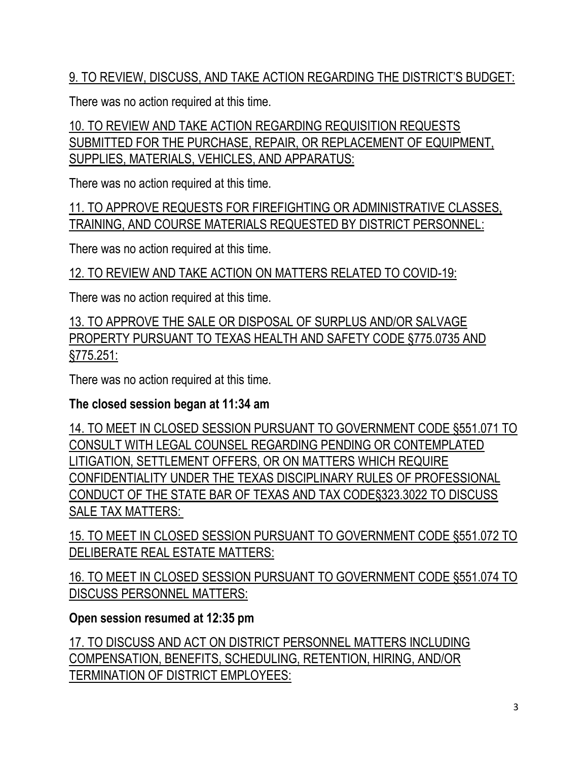9. TO REVIEW, DISCUSS, AND TAKE ACTION REGARDING THE DISTRICT'S BUDGET:

There was no action required at this time.

10. TO REVIEW AND TAKE ACTION REGARDING REQUISITION REQUESTS SUBMITTED FOR THE PURCHASE, REPAIR, OR REPLACEMENT OF EQUIPMENT, SUPPLIES, MATERIALS, VEHICLES, AND APPARATUS:

There was no action required at this time.

11. TO APPROVE REQUESTS FOR FIREFIGHTING OR ADMINISTRATIVE CLASSES, TRAINING, AND COURSE MATERIALS REQUESTED BY DISTRICT PERSONNEL:

There was no action required at this time.

12. TO REVIEW AND TAKE ACTION ON MATTERS RELATED TO COVID-19:

There was no action required at this time.

13. TO APPROVE THE SALE OR DISPOSAL OF SURPLUS AND/OR SALVAGE PROPERTY PURSUANT TO TEXAS HEALTH AND SAFETY CODE §775.0735 AND §775.251:

There was no action required at this time.

**The closed session began at 11:34 am**

14. TO MEET IN CLOSED SESSION PURSUANT TO GOVERNMENT CODE §551.071 TO CONSULT WITH LEGAL COUNSEL REGARDING PENDING OR CONTEMPLATED LITIGATION, SETTLEMENT OFFERS, OR ON MATTERS WHICH REQUIRE CONFIDENTIALITY UNDER THE TEXAS DISCIPLINARY RULES OF PROFESSIONAL CONDUCT OF THE STATE BAR OF TEXAS AND TAX CODE§323.3022 TO DISCUSS SALE TAX MATTERS:

15. TO MEET IN CLOSED SESSION PURSUANT TO GOVERNMENT CODE §551.072 TO DELIBERATE REAL ESTATE MATTERS:

16. TO MEET IN CLOSED SESSION PURSUANT TO GOVERNMENT CODE §551.074 TO DISCUSS PERSONNEL MATTERS:

**Open session resumed at 12:35 pm**

17. TO DISCUSS AND ACT ON DISTRICT PERSONNEL MATTERS INCLUDING COMPENSATION, BENEFITS, SCHEDULING, RETENTION, HIRING, AND/OR TERMINATION OF DISTRICT EMPLOYEES: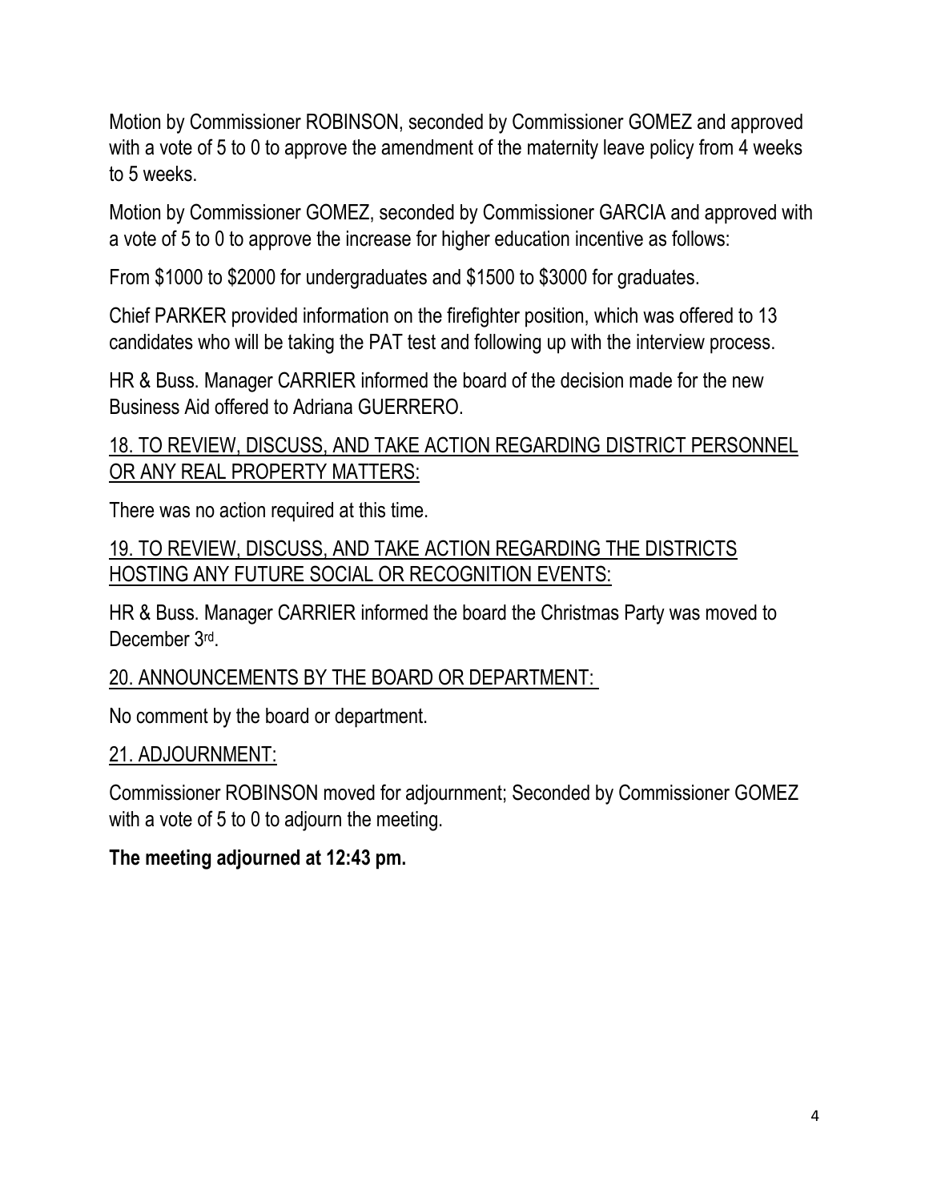Motion by Commissioner ROBINSON, seconded by Commissioner GOMEZ and approved with a vote of 5 to 0 to approve the amendment of the maternity leave policy from 4 weeks to 5 weeks.

Motion by Commissioner GOMEZ, seconded by Commissioner GARCIA and approved with a vote of 5 to 0 to approve the increase for higher education incentive as follows:

From $1000 to $2000 for undergraduates and $1500 to $3000 for graduates.

Chief PARKER provided information on the firefighter position, which was offered to 13 candidates who will be taking the PAT test and following up with the interview process.

HR & Buss. Manager CARRIER informed the board of the decision made for the new Business Aid offered to Adriana GUERRERO.

<u>18. TO REVIEW, DISCUSS, AND TAKE ACTION REGARDING DISTRICT PERSONNEL OR ANY REAL PROPERTY MATTERS:</u>

There was no action required at this time.

<u>19. TO REVIEW, DISCUSS, AND TAKE ACTION REGARDING THE DISTRICTS HOSTING ANY FUTURE SOCIAL OR RECOGNITION EVENTS:</u>

HR & Buss. Manager CARRIER informed the board the Christmas Party was moved to December 3rd.

<u>20. ANNOUNCEMENTS BY THE BOARD OR DEPARTMENT:</u>

No comment by the board or department.

<u>21. ADJOURNMENT:</u>

Commissioner ROBINSON moved for adjournment; Seconded by Commissioner GOMEZ with a vote of 5 to 0 to adjourn the meeting.

**The meeting adjourned at 12:43 pm.**